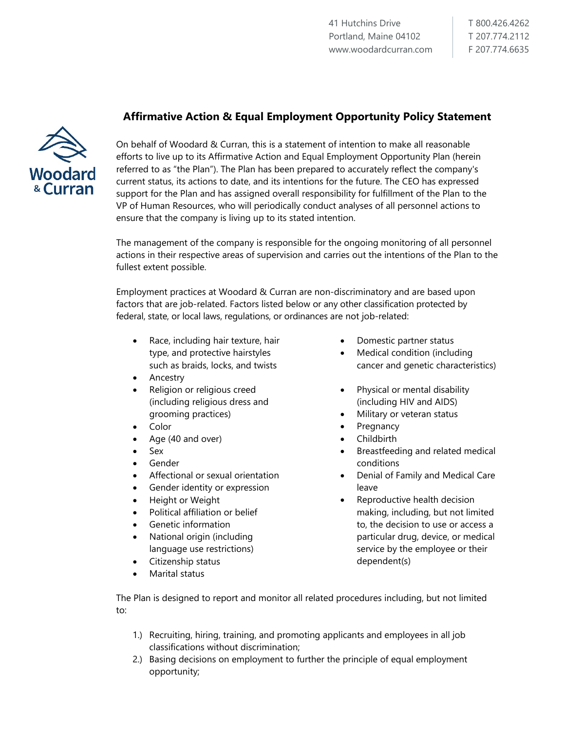41 Hutchins Drive
Portland, Maine 04102
www.woodardcurran.com

T 800.426.4262
T 207.774.2112
F 207.774.6635

## Affirmative Action & Equal Employment Opportunity Policy Statement

On behalf of Woodard & Curran, this is a statement of intention to make all reasonable efforts to live up to its Affirmative Action and Equal Employment Opportunity Plan (herein referred to as "the Plan"). The Plan has been prepared to accurately reflect the company's current status, its actions to date, and its intentions for the future. The CEO has expressed support for the Plan and has assigned overall responsibility for fulfillment of the Plan to the VP of Human Resources, who will periodically conduct analyses of all personnel actions to ensure that the company is living up to its stated intention.

The management of the company is responsible for the ongoing monitoring of all personnel actions in their respective areas of supervision and carries out the intentions of the Plan to the fullest extent possible.

Employment practices at Woodard & Curran are non-discriminatory and are based upon factors that are job-related. Factors listed below or any other classification protected by federal, state, or local laws, regulations, or ordinances are not job-related:

- Race, including hair texture, hair type, and protective hairstyles such as braids, locks, and twists
- Ancestry
- Religion or religious creed (including religious dress and grooming practices)
- Color
- Age (40 and over)
- Sex
- Gender
- Affectional or sexual orientation
- Gender identity or expression
- Height or Weight
- Political affiliation or belief
- Genetic information
- National origin (including language use restrictions)
- Citizenship status
- Marital status
- Domestic partner status
- Medical condition (including cancer and genetic characteristics)
- Physical or mental disability (including HIV and AIDS)
- Military or veteran status
- Pregnancy
- Childbirth
- Breastfeeding and related medical conditions
- Denial of Family and Medical Care leave
- Reproductive health decision making, including, but not limited to, the decision to use or access a particular drug, device, or medical service by the employee or their dependent(s)

The Plan is designed to report and monitor all related procedures including, but not limited to:

1.) Recruiting, hiring, training, and promoting applicants and employees in all job classifications without discrimination;
2.) Basing decisions on employment to further the principle of equal employment opportunity;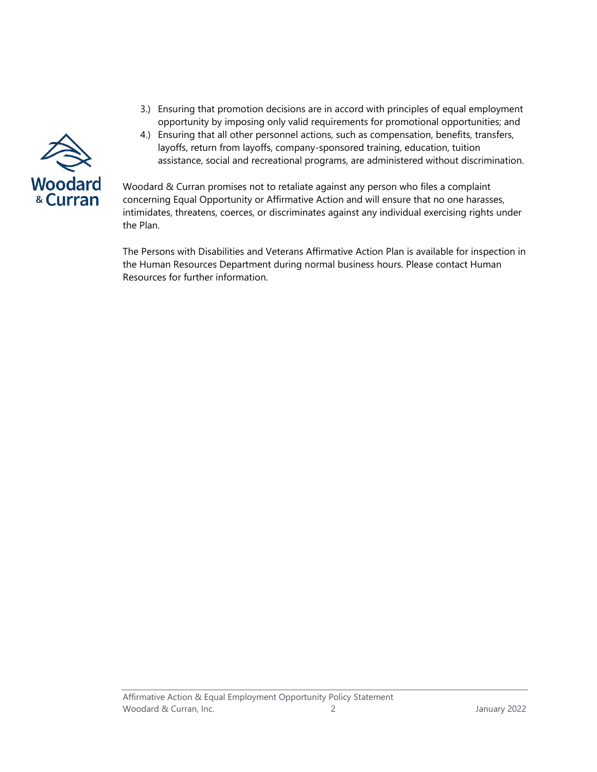3.) Ensuring that promotion decisions are in accord with principles of equal employment opportunity by imposing only valid requirements for promotional opportunities; and
4.) Ensuring that all other personnel actions, such as compensation, benefits, transfers, layoffs, return from layoffs, company-sponsored training, education, tuition assistance, social and recreational programs, are administered without discrimination.

Woodard & Curran promises not to retaliate against any person who files a complaint concerning Equal Opportunity or Affirmative Action and will ensure that no one harasses, intimidates, threatens, coerces, or discriminates against any individual exercising rights under the Plan.

The Persons with Disabilities and Veterans Affirmative Action Plan is available for inspection in the Human Resources Department during normal business hours. Please contact Human Resources for further information.